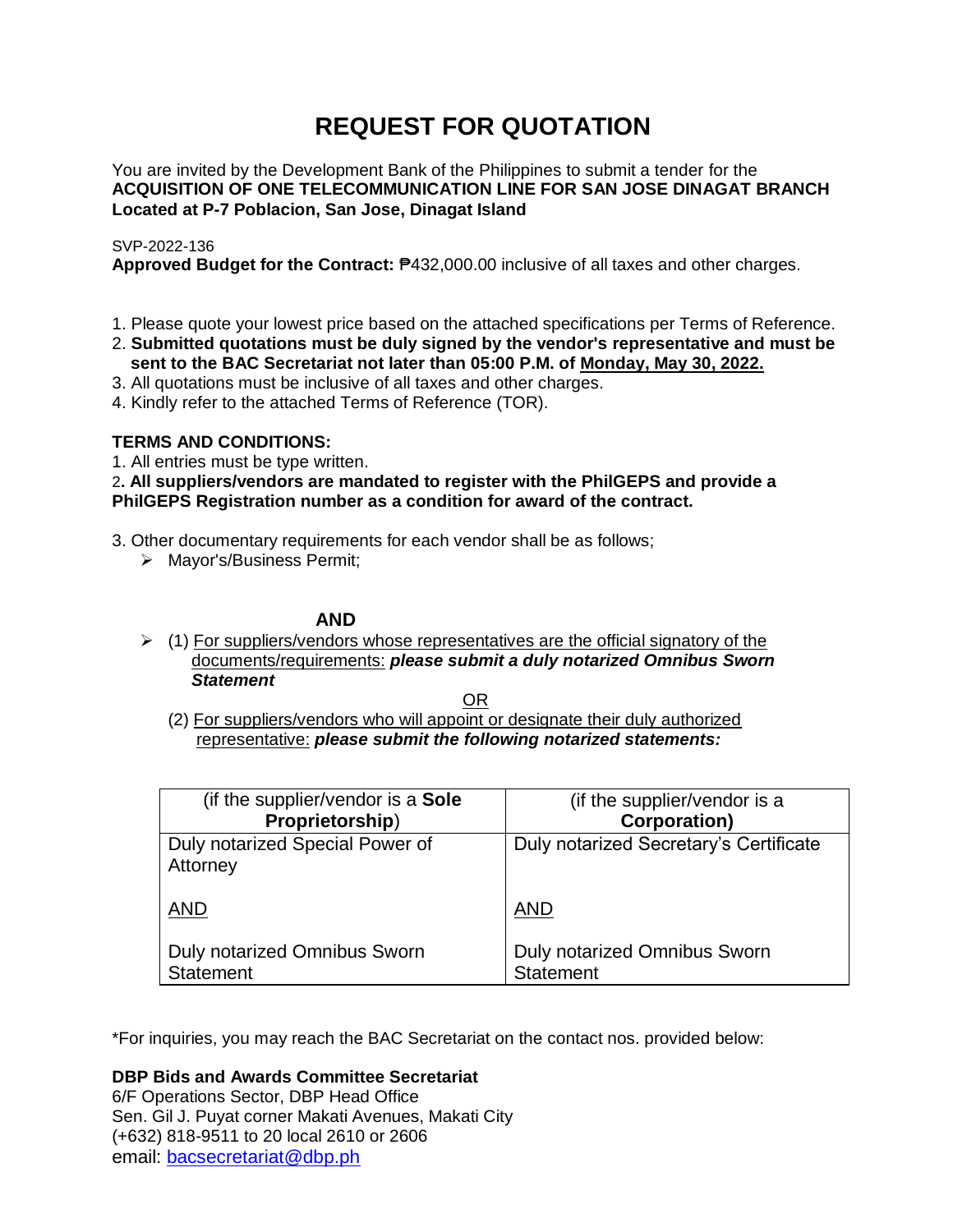# REQUEST FOR QUOTATION

You are invited by the Development Bank of the Philippines to submit a tender for the **ACQUISITION OF ONE TELECOMMUNICATION LINE FOR SAN JOSE DINAGAT BRANCH Located at P-7 Poblacion, San Jose, Dinagat Island**

SVP-2022-136

**Approved Budget for the Contract:** ₱432,000.00 inclusive of all taxes and other charges.

1. Please quote your lowest price based on the attached specifications per Terms of Reference.
2. **Submitted quotations must be duly signed by the vendor's representative and must be sent to the BAC Secretariat not later than 05:00 P.M. of <u>Monday, May 30, 2022.</u>**
3. All quotations must be inclusive of all taxes and other charges.
4. Kindly refer to the attached Terms of Reference (TOR).

**TERMS AND CONDITIONS:**

1. All entries must be type written.
2. **All suppliers/vendors are mandated to register with the PhilGEPS and provide a PhilGEPS Registration number as a condition for award of the contract.**
3. Other documentary requirements for each vendor shall be as follows;
   - Mayor's/Business Permit;

**AND**

- (1) <u>For suppliers/vendors whose representatives are the official signatory of the documents/requirements:</u> ***please submit a duly notarized Omnibus Sworn Statement***

<u>OR</u>

  (2) <u>For suppliers/vendors who will appoint or designate their duly authorized representative:</u> ***please submit the following notarized statements:***

| (if the supplier/vendor is a **Sole Proprietorship**) | (if the supplier/vendor is a **Corporation)** |
|---|---|
| Duly notarized Special Power of Attorney<br><br><u>AND</u><br><br>Duly notarized Omnibus Sworn Statement | Duly notarized Secretary's Certificate<br><br><u>AND</u><br><br>Duly notarized Omnibus Sworn Statement |

*For inquiries, you may reach the BAC Secretariat on the contact nos. provided below:

**DBP Bids and Awards Committee Secretariat**
6/F Operations Sector, DBP Head Office
Sen. Gil J. Puyat corner Makati Avenues, Makati City
(+632) 818-9511 to 20 local 2610 or 2606
email: bacsecretariat@dbp.ph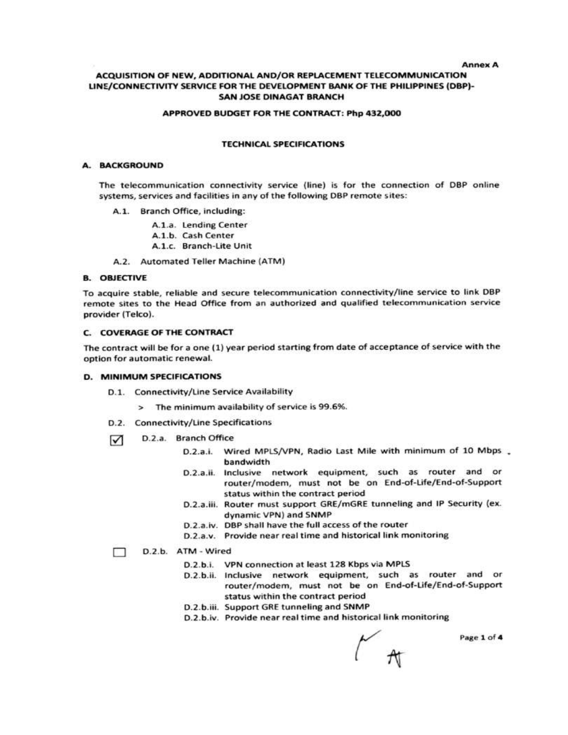Annex A

# ACQUISITION OF NEW, ADDITIONAL AND/OR REPLACEMENT TELECOMMUNICATION LINE/CONNECTIVITY SERVICE FOR THE DEVELOPMENT BANK OF THE PHILIPPINES (DBP)-SAN JOSE DINAGAT BRANCH

## APPROVED BUDGET FOR THE CONTRACT: Php 432,000

### TECHNICAL SPECIFICATIONS

### A. BACKGROUND

The telecommunication connectivity service (line) is for the connection of DBP online systems, services and facilities in any of the following DBP remote sites:

- A.1. Branch Office, including:
  - A.1.a. Lending Center
  - A.1.b. Cash Center
  - A.1.c. Branch-Lite Unit
- A.2. Automated Teller Machine (ATM)

### B. OBJECTIVE

To acquire stable, reliable and secure telecommunication connectivity/line service to link DBP remote sites to the Head Office from an authorized and qualified telecommunication service provider (Telco).

### C. COVERAGE OF THE CONTRACT

The contract will be for a one (1) year period starting from date of acceptance of service with the option for automatic renewal.

### D. MINIMUM SPECIFICATIONS

- D.1. Connectivity/Line Service Availability
  - > The minimum availability of service is 99.6%.
- D.2. Connectivity/Line Specifications
  - ☑ D.2.a. Branch Office
    - D.2.a.i. Wired MPLS/VPN, Radio Last Mile with minimum of 10 Mbps bandwidth
    - D.2.a.ii. Inclusive network equipment, such as router and or router/modem, must not be on End-of-Life/End-of-Support status within the contract period
    - D.2.a.iii. Router must support GRE/mGRE tunneling and IP Security (ex. dynamic VPN) and SNMP
    - D.2.a.iv. DBP shall have the full access of the router
    - D.2.a.v. Provide near real time and historical link monitoring
  - ☐ D.2.b. ATM - Wired
    - D.2.b.i. VPN connection at least 128 Kbps via MPLS
    - D.2.b.ii. Inclusive network equipment, such as router and or router/modem, must not be on End-of-Life/End-of-Support status within the contract period
    - D.2.b.iii. Support GRE tunneling and SNMP
    - D.2.b.iv. Provide near real time and historical link monitoring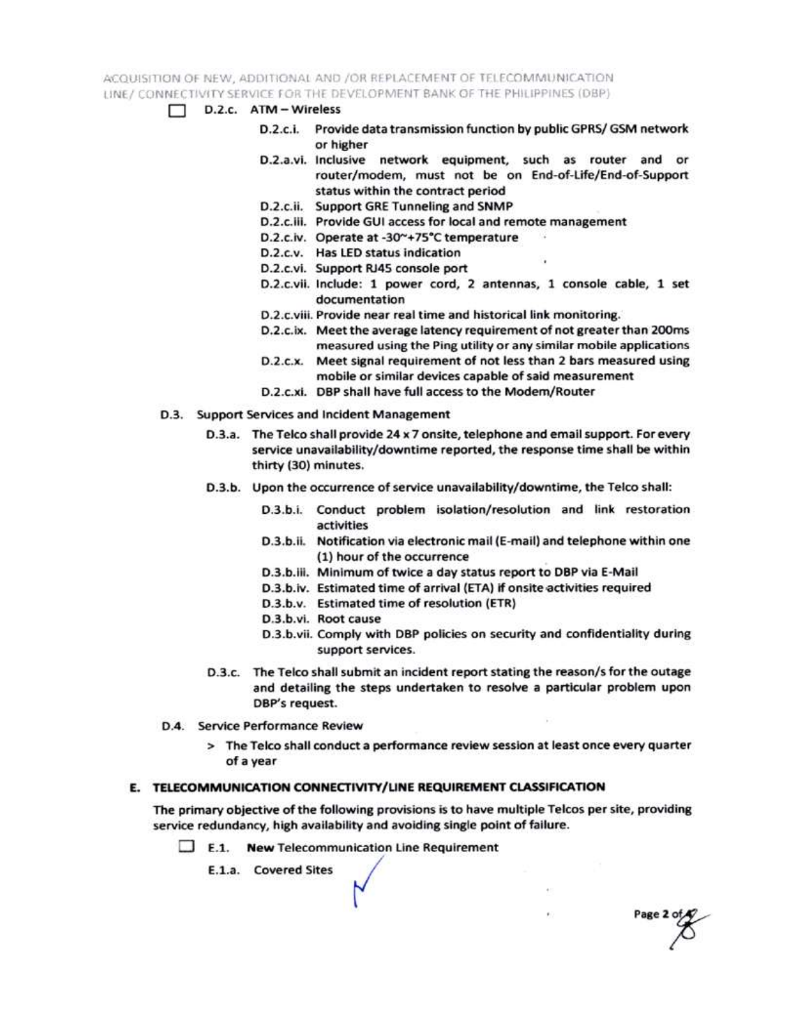- [ ] D.2.c. ATM – Wireless
  - D.2.c.i. Provide data transmission function by public GPRS/ GSM network or higher
  - D.2.a.vi. Inclusive network equipment, such as router and or router/modem, must not be on End-of-Life/End-of-Support status within the contract period
  - D.2.c.ii. Support GRE Tunneling and SNMP
  - D.2.c.iii. Provide GUI access for local and remote management
  - D.2.c.iv. Operate at -30~+75°C temperature
  - D.2.c.v. Has LED status indication
  - D.2.c.vi. Support RJ45 console port
  - D.2.c.vii. Include: 1 power cord, 2 antennas, 1 console cable, 1 set documentation
  - D.2.c.viii. Provide near real time and historical link monitoring.
  - D.2.c.ix. Meet the average latency requirement of not greater than 200ms measured using the Ping utility or any similar mobile applications
  - D.2.c.x. Meet signal requirement of not less than 2 bars measured using mobile or similar devices capable of said measurement
  - D.2.c.xi. DBP shall have full access to the Modem/Router

D.3. Support Services and Incident Management

- D.3.a. The Telco shall provide 24 x 7 onsite, telephone and email support. For every service unavailability/downtime reported, the response time shall be within thirty (30) minutes.
- D.3.b. Upon the occurrence of service unavailability/downtime, the Telco shall:
  - D.3.b.i. Conduct problem isolation/resolution and link restoration activities
  - D.3.b.ii. Notification via electronic mail (E-mail) and telephone within one (1) hour of the occurrence
  - D.3.b.iii. Minimum of twice a day status report to DBP via E-Mail
  - D.3.b.iv. Estimated time of arrival (ETA) if onsite activities required
  - D.3.b.v. Estimated time of resolution (ETR)
  - D.3.b.vi. Root cause
  - D.3.b.vii. Comply with DBP policies on security and confidentiality during support services.
- D.3.c. The Telco shall submit an incident report stating the reason/s for the outage and detailing the steps undertaken to resolve a particular problem upon DBP's request.

D.4. Service Performance Review

> The Telco shall conduct a performance review session at least once every quarter of a year

## E. TELECOMMUNICATION CONNECTIVITY/LINE REQUIREMENT CLASSIFICATION

The primary objective of the following provisions is to have multiple Telcos per site, providing service redundancy, high availability and avoiding single point of failure.

- [ ] E.1. **New** Telecommunication Line Requirement
  - E.1.a. Covered Sites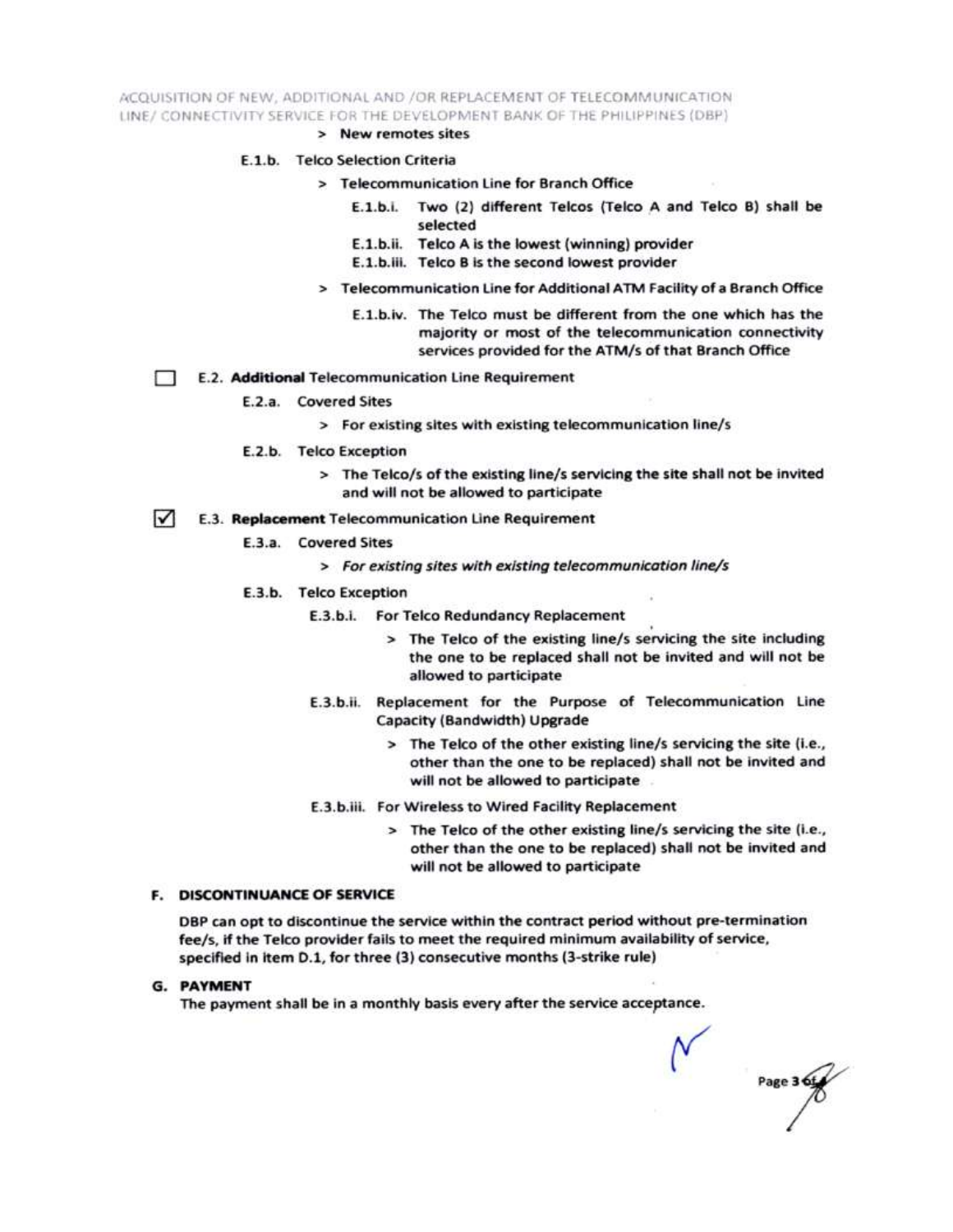> New remotes sites

E.1.b. Telco Selection Criteria

> Telecommunication Line for Branch Office

E.1.b.i. Two (2) different Telcos (Telco A and Telco B) shall be selected

E.1.b.ii. Telco A is the lowest (winning) provider

E.1.b.iii. Telco B is the second lowest provider

> Telecommunication Line for Additional ATM Facility of a Branch Office

E.1.b.iv. The Telco must be different from the one which has the majority or most of the telecommunication connectivity services provided for the ATM/s of that Branch Office

☐ E.2. **Additional** Telecommunication Line Requirement

E.2.a. Covered Sites

> For existing sites with existing telecommunication line/s

E.2.b. Telco Exception

> The Telco/s of the existing line/s servicing the site shall not be invited and will not be allowed to participate

☑ E.3. **Replacement** Telecommunication Line Requirement

E.3.a. Covered Sites

> *For existing sites with existing telecommunication line/s*

E.3.b. Telco Exception

E.3.b.i. For Telco Redundancy Replacement

> The Telco of the existing line/s servicing the site including the one to be replaced shall not be invited and will not be allowed to participate

E.3.b.ii. Replacement for the Purpose of Telecommunication Line Capacity (Bandwidth) Upgrade

> The Telco of the other existing line/s servicing the site (i.e., other than the one to be replaced) shall not be invited and will not be allowed to participate

E.3.b.iii. For Wireless to Wired Facility Replacement

> The Telco of the other existing line/s servicing the site (i.e., other than the one to be replaced) shall not be invited and will not be allowed to participate

## F. DISCONTINUANCE OF SERVICE

DBP can opt to discontinue the service within the contract period without pre-termination fee/s, if the Telco provider fails to meet the required minimum availability of service, specified in item D.1, for three (3) consecutive months (3-strike rule)

## G. PAYMENT

The payment shall be in a monthly basis every after the service acceptance.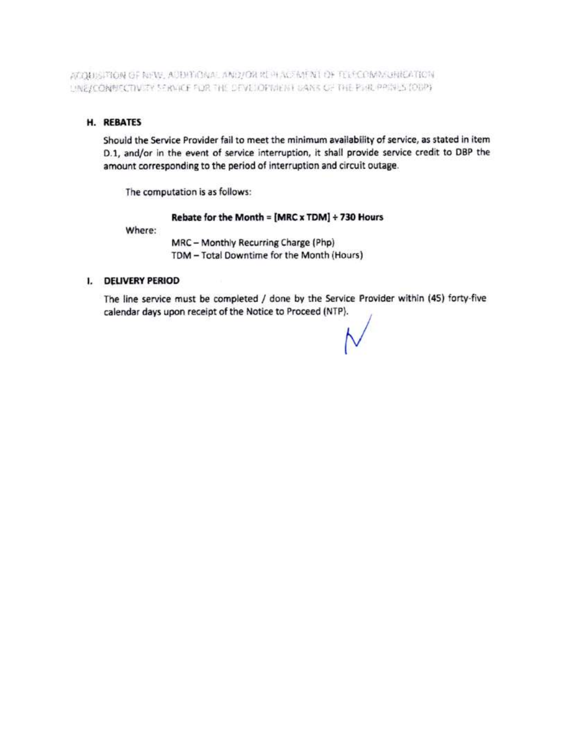## H. REBATES

Should the Service Provider fail to meet the minimum availability of service, as stated in item D.1, and/or in the event of service interruption, it shall provide service credit to DBP the amount corresponding to the period of interruption and circuit outage.

The computation is as follows:

**Rebate for the Month = [MRC x TDM] ÷ 730 Hours**

Where:

MRC – Monthly Recurring Charge (Php)
TDM – Total Downtime for the Month (Hours)

## I. DELIVERY PERIOD

The line service must be completed / done by the Service Provider within (45) forty-five calendar days upon receipt of the Notice to Proceed (NTP).